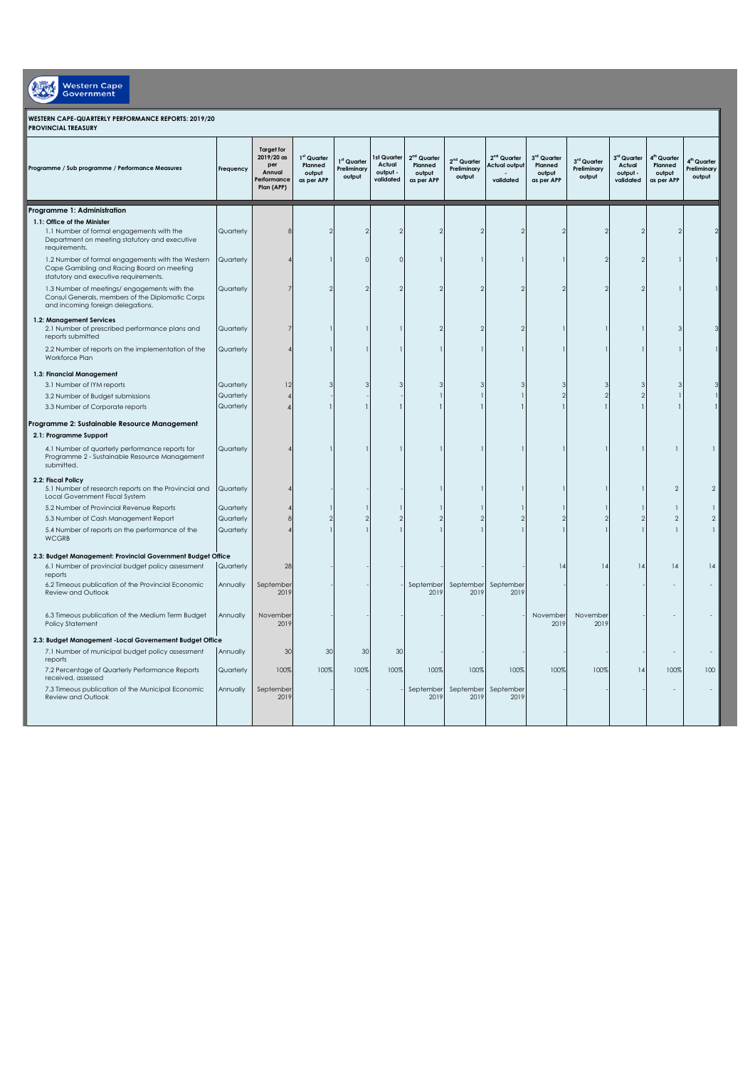Western Cape Government

**WESTERN CAPE-QUARTERLY PERFORMANCE REPORTS: 2019/20**
**PROVINCIAL TREASURY**

| Programme / Sub programme / Performance Measures | Frequency | Target for 2019/20 as per Annual Performance Plan (APP) | 1st Quarter Planned output as per APP | 1st Quarter Preliminary output | 1st Quarter Actual output - validated | 2nd Quarter Planned output as per APP | 2nd Quarter Preliminary output | 2nd Quarter Actual output - validated | 3rd Quarter Planned output as per APP | 3rd Quarter Preliminary output | 3rd Quarter Actual output - validated | 4th Quarter Planned output as per APP | 4th Quarter Preliminary output |
|---|---|---|---|---|---|---|---|---|---|---|---|---|---|
| **Programme 1: Administration** | | | | | | | | | | | | | |
| **1.1: Office of the Minister** | | | | | | | | | | | | | |
| 1.1 Number of formal engagements with the Department on meeting statutory and executive requirements. | Quarterly | 8 | 2 | 2 | 2 | 2 | 2 | 2 | 2 | 2 | 2 | 2 | 2 |
| 1.2 Number of formal engagements with the Western Cape Gambling and Racing Board on meeting statutory and executive requirements. | Quarterly | 4 | 1 | 0 | 0 | 1 | 1 | 1 | 1 | 2 | 2 | 1 | 1 |
| 1.3 Number of meetings/ engagements with the Consul Generals, members of the Diplomatic Corps and incoming foreign delegations. | Quarterly | 7 | 2 | 2 | 2 | 2 | 2 | 2 | 2 | 2 | 2 | 1 | 1 |
| **1.2: Management Services** | | | | | | | | | | | | | |
| 2.1 Number of prescribed performance plans and reports submitted | Quarterly | 7 | 1 | 1 | 1 | 2 | 2 | 2 | 1 | 1 | 1 | 3 | 3 |
| 2.2 Number of reports on the implementation of the Workforce Plan | Quarterly | 4 | 1 | 1 | 1 | 1 | 1 | 1 | 1 | 1 | 1 | 1 | 1 |
| **1.3: Financial Management** | | | | | | | | | | | | | |
| 3.1 Number of IYM reports | Quarterly | 12 | 3 | 3 | 3 | 3 | 3 | 3 | 3 | 3 | 3 | 3 | 3 |
| 3.2 Number of Budget submissions | Quarterly | 4 | - | - | - | 1 | 1 | 1 | 2 | 2 | 2 | 1 | 1 |
| 3.3 Number of Corporate reports | Quarterly | 4 | 1 | 1 | 1 | 1 | 1 | 1 | 1 | 1 | 1 | 1 | 1 |
| **Programme 2: Sustainable Resource Management** | | | | | | | | | | | | | |
| **2.1: Programme Support** | | | | | | | | | | | | | |
| 4.1 Number of quarterly performance reports for Programme 2 - Sustainable Resource Management submitted. | Quarterly | 4 | 1 | 1 | 1 | 1 | 1 | 1 | 1 | 1 | 1 | 1 | 1 |
| **2.2: Fiscal Policy** | | | | | | | | | | | | | |
| 5.1 Number of research reports on the Provincial and Local Government Fiscal System | Quarterly | 4 | - | - | - | 1 | 1 | 1 | 1 | 1 | 1 | 2 | 2 |
| 5.2 Number of Provincial Revenue Reports | Quarterly | 4 | 1 | 1 | 1 | 1 | 1 | 1 | 1 | 1 | 1 | 1 | 1 |
| 5.3 Number of Cash Management Report | Quarterly | 8 | 2 | 2 | 2 | 2 | 2 | 2 | 2 | 2 | 2 | 2 | 2 |
| 5.4 Number of reports on the performance of the WCGRB | Quarterly | 4 | 1 | 1 | 1 | 1 | 1 | 1 | 1 | 1 | 1 | 1 | 1 |
| **2.3: Budget Management: Provincial Government Budget Office** | | | | | | | | | | | | | |
| 6.1 Number of provincial budget policy assessment reports | Quarterly | 28 | - | - | - | - | - | - | 14 | 14 | 14 | 14 | 14 |
| 6.2 Timeous publication of the Provincial Economic Review and Outlook | Annually | September 2019 | - | - | - | September 2019 | September 2019 | September 2019 | - | - | - | - | - |
| 6.3 Timeous publication of the Medium Term Budget Policy Statement | Annually | November 2019 | - | - | - | - | - | - | November 2019 | November 2019 | - | - | - |
| **2.3: Budget Management -Local Governement Budget Office** | | | | | | | | | | | | | |
| 7.1 Number of municipal budget policy assessment reports | Annually | 30 | 30 | 30 | 30 | - | - | - | - | - | - | - | - |
| 7.2 Percentage of Quarterly Performance Reports received, assessed | Quarterly | 100% | 100% | 100% | 100% | 100% | 100% | 100% | 100% | 100% | 14 | 100% | 100 |
| 7.3 Timeous publication of the Municipal Economic Review and Outlook | Annually | September 2019 | - | - | - | September 2019 | September 2019 | September 2019 | - | - | - | - | - |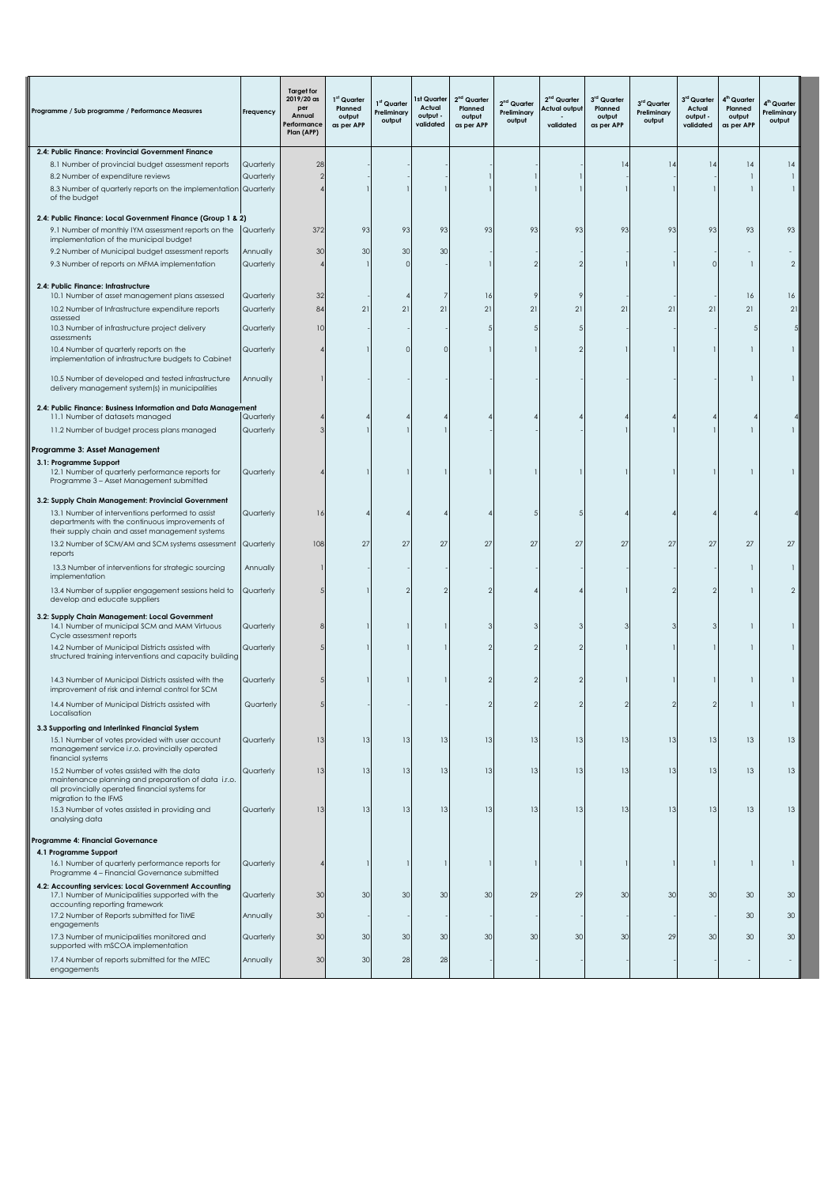| Programme / Sub programme / Performance Measures | Frequency | Target for 2019/20 as per Annual Performance Plan (APP) | 1st Quarter Planned output as per APP | 1st Quarter Preliminary output | 1st Quarter Actual output - validated | 2nd Quarter Planned output as per APP | 2nd Quarter Preliminary output | 2nd Quarter Actual output - validated | 3rd Quarter Planned output as per APP | 3rd Quarter Preliminary output | 3rd Quarter Actual output - validated | 4th Quarter Planned output as per APP | 4th Quarter Preliminary output |
|---|---|---|---|---|---|---|---|---|---|---|---|---|---|
| **2.4: Public Finance: Provincial Government Finance** | | | | | | | | | | | | | |
| 8.1 Number of provincial budget assessment reports | Quarterly | 28 | - | - | - | - | - | - | 14 | 14 | 14 | 14 | 14 |
| 8.2 Number of expenditure reviews | Quarterly | 2 | - | - | - | 1 | 1 | 1 | - | - | - | 1 | 1 |
| 8.3 Number of quarterly reports on the implementation of the budget | Quarterly | 4 | 1 | 1 | 1 | 1 | 1 | 1 | 1 | 1 | 1 | 1 | 1 |
| **2.4: Public Finance: Local Government Finance (Group 1 & 2)** | | | | | | | | | | | | | |
| 9.1 Number of monthly IYM assessment reports on the implementation of the municipal budget | Quarterly | 372 | 93 | 93 | 93 | 93 | 93 | 93 | 93 | 93 | 93 | 93 | 93 |
| 9.2 Number of Municipal budget assessment reports | Annually | 30 | 30 | 30 | 30 | - | - | - | - | - | - | - | - |
| 9.3 Number of reports on MFMA implementation | Quarterly | 4 | 1 | 0 | - | 1 | 2 | 2 | 1 | 1 | 0 | 1 | 2 |
| **2.4: Public Finance: Infrastructure** | | | | | | | | | | | | | |
| 10.1 Number of asset management plans assessed | Quarterly | 32 | - | 4 | 7 | 16 | 9 | 9 | - | - | - | 16 | 16 |
| 10.2 Number of Infrastructure expenditure reports assessed | Quarterly | 84 | 21 | 21 | 21 | 21 | 21 | 21 | 21 | 21 | 21 | 21 | 21 |
| 10.3 Number of infrastructure project delivery assessments | Quarterly | 10 | - | - | - | 5 | 5 | 5 | - | - | - | 5 | 5 |
| 10.4 Number of quarterly reports on the implementation of infrastructure budgets to Cabinet | Quarterly | 4 | 1 | 0 | 0 | 1 | 1 | 2 | 1 | 1 | 1 | 1 | 1 |
| 10.5 Number of developed and tested infrastructure delivery management system(s) in municipalities | Annually | 1 | - | - | - | - | - | - | - | - | - | 1 | 1 |
| **2.4: Public Finance: Business Information and Data Management** | | | | | | | | | | | | | |
| 11.1 Number of datasets managed | Quarterly | 4 | 4 | 4 | 4 | 4 | 4 | 4 | 4 | 4 | 4 | 4 | 4 |
| 11.2 Number of budget process plans managed | Quarterly | 3 | 1 | 1 | 1 | - | - | - | 1 | 1 | 1 | 1 | 1 |
| **Programme 3: Asset Management** | | | | | | | | | | | | | |
| **3.1: Programme Support** | | | | | | | | | | | | | |
| 12.1 Number of quarterly performance reports for Programme 3 – Asset Management submitted | Quarterly | 4 | 1 | 1 | 1 | 1 | 1 | 1 | 1 | 1 | 1 | 1 | 1 |
| **3.2: Supply Chain Management: Provincial Government** | | | | | | | | | | | | | |
| 13.1 Number of interventions performed to assist departments with the continuous improvements of their supply chain and asset management systems | Quarterly | 16 | 4 | 4 | 4 | 4 | 5 | 5 | 4 | 4 | 4 | 4 | 4 |
| 13.2 Number of SCM/AM and SCM systems assessment reports | Quarterly | 108 | 27 | 27 | 27 | 27 | 27 | 27 | 27 | 27 | 27 | 27 | 27 |
| 13.3 Number of interventions for strategic sourcing implementation | Annually | 1 | - | - | - | - | - | - | - | - | - | 1 | 1 |
| 13.4 Number of supplier engagement sessions held to develop and educate suppliers | Quarterly | 5 | 1 | 2 | 2 | 2 | 4 | 4 | 1 | 2 | 2 | 1 | 2 |
| **3.2: Supply Chain Management: Local Government** | | | | | | | | | | | | | |
| 14.1 Number of municipal SCM and MAM Virtuous Cycle assessment reports | Quarterly | 8 | 1 | 1 | 1 | 3 | 3 | 3 | 3 | 3 | 3 | 1 | 1 |
| 14.2 Number of Municipal Districts assisted with structured training interventions and capacity building | Quarterly | 5 | 1 | 1 | 1 | 2 | 2 | 2 | 1 | 1 | 1 | 1 | 1 |
| 14.3 Number of Municipal Districts assisted with the improvement of risk and internal control for SCM | Quarterly | 5 | 1 | 1 | 1 | 2 | 2 | 2 | 1 | 1 | 1 | 1 | 1 |
| 14.4 Number of Municipal Districts assisted with Localisation | Quarterly | 5 | - | - | - | 2 | 2 | 2 | 2 | 2 | 2 | 1 | 1 |
| **3.3 Supporting and Interlinked Financial System** | | | | | | | | | | | | | |
| 15.1 Number of votes provided with user account management service i.r.o. provincially operated financial systems | Quarterly | 13 | 13 | 13 | 13 | 13 | 13 | 13 | 13 | 13 | 13 | 13 | 13 |
| 15.2 Number of votes assisted with the data maintenance planning and preparation of data i.r.o. all provincially operated financial systems for migration to the IFMS | Quarterly | 13 | 13 | 13 | 13 | 13 | 13 | 13 | 13 | 13 | 13 | 13 | 13 |
| 15.3 Number of votes assisted in providing and analysing data | Quarterly | 13 | 13 | 13 | 13 | 13 | 13 | 13 | 13 | 13 | 13 | 13 | 13 |
| **Programme 4: Financial Governance** | | | | | | | | | | | | | |
| **4.1 Programme Support** | | | | | | | | | | | | | |
| 16.1 Number of quarterly performance reports for Programme 4 – Financial Governance submitted | Quarterly | 4 | 1 | 1 | 1 | 1 | 1 | 1 | 1 | 1 | 1 | 1 | 1 |
| **4.2: Accounting services: Local Government Accounting** | | | | | | | | | | | | | |
| 17.1 Number of Municipalities supported with the accounting reporting framework | Quarterly | 30 | 30 | 30 | 30 | 30 | 29 | 29 | 30 | 30 | 30 | 30 | 30 |
| 17.2 Number of Reports submitted for TIME engagements | Annually | 30 | - | - | - | - | - | - | - | - | - | 30 | 30 |
| 17.3 Number of municipalities monitored and supported with mSCOA implementation | Quarterly | 30 | 30 | 30 | 30 | 30 | 30 | 30 | 30 | 29 | 30 | 30 | 30 |
| 17.4 Number of reports submitted for the MTEC engagements | Annually | 30 | 30 | 28 | 28 | - | - | - | - | - | - | - | - |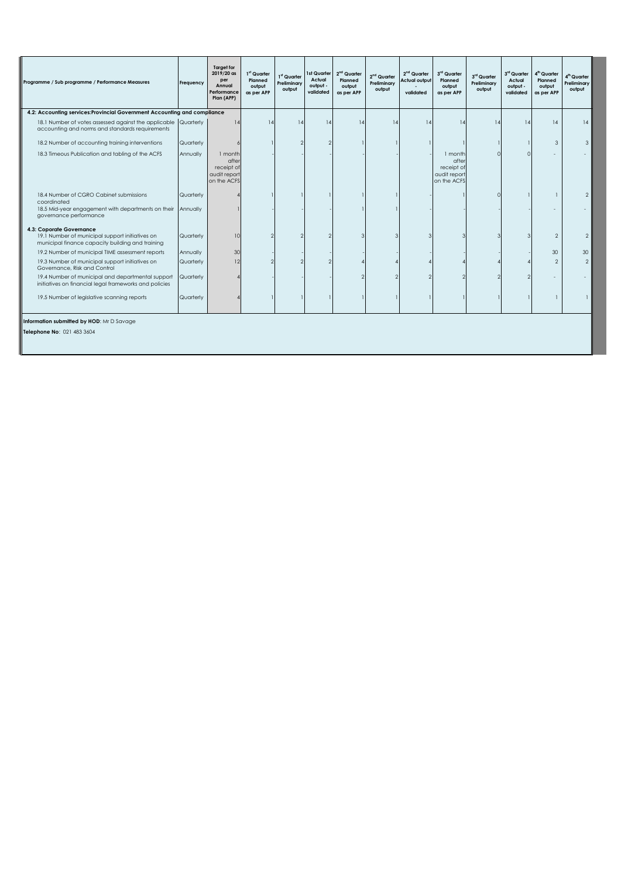| Programme / Sub programme / Performance Measures | Frequency | Target for 2019/20 as per Annual Performance Plan (APP) | 1st Quarter Planned output as per APP | 1st Quarter Preliminary output | 1st Quarter Actual output - validated | 2nd Quarter Planned output as per APP | 2nd Quarter Preliminary output | 2nd Quarter Actual output - validated | 3rd Quarter Planned output as per APP | 3rd Quarter Preliminary output | 3rd Quarter Actual output - validated | 4th Quarter Planned output as per APP | 4th Quarter Preliminary output |
|---|---|---|---|---|---|---|---|---|---|---|---|---|---|
| **4.2: Accounting services:Provincial Government Accounting and compliance** | | | | | | | | | | | | | |
| 18.1 Number of votes assessed against the applicable accounting and norms and standards requirements | Quarterly | 14 | 14 | 14 | 14 | 14 | 14 | 14 | 14 | 14 | 14 | 14 | 14 |
| 18.2 Number of accounting training interventions | Quarterly | 6 | 1 | 2 | 2 | 1 | 1 | 1 | 1 | 1 | 1 | 3 | 3 |
| 18.3 Timeous Publication and tabling of the ACFS | Annually | 1 month after receipt of audit report on the ACFS | - | - | - | - | - | - | 1 month after receipt of audit report on the ACFS | 0 | 0 | - | - |
| 18.4 Number of CGRO Cabinet submissions coordinated | Quarterly | 4 | 1 | 1 | 1 | 1 | 1 | - | 1 | 0 | 1 | 1 | 2 |
| 18.5 Mid-year engagement with departments on their governance performance | Annually | 1 | - | - | - | 1 | 1 | - | - | - | - | - | - |
| **4.3: Coporate Governance** | | | | | | | | | | | | | |
| 19.1 Number of municipal support initiatives on municipal finance capacity building and training | Quarterly | 10 | 2 | 2 | 2 | 3 | 3 | 3 | 3 | 3 | 3 | 2 | 2 |
| 19.2 Number of municipal TIME assessment reports | Annually | 30 | - | - | - | - | - | - | - | - | - | 30 | 30 |
| 19.3 Number of municipal support initiatives on Governance, Risk and Control | Quarterly | 12 | 2 | 2 | 2 | 4 | 4 | 4 | 4 | 4 | 4 | 2 | 2 |
| 19.4 Number of municipal and departmental support initiatives on financial legal frameworks and policies | Quarterly | 4 | - | - | - | 2 | 2 | 2 | 2 | 2 | 2 | - | - |
| 19.5 Number of legislative scanning reports | Quarterly | 4 | 1 | 1 | 1 | 1 | 1 | 1 | 1 | 1 | 1 | 1 | 1 |

**Information submitted by HOD**: Mr D Savage

**Telephone No**: 021 483 3604